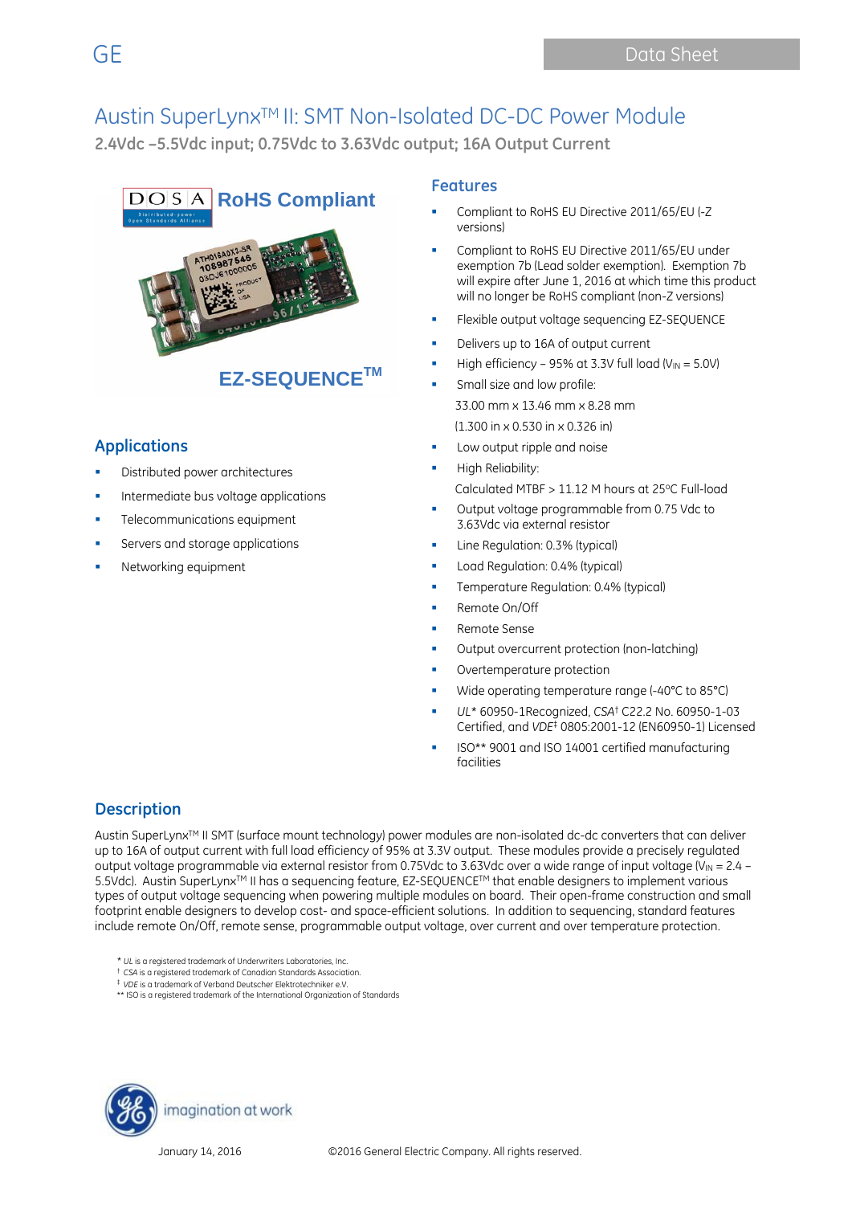# Austin SuperLynx™ II: SMT Non-Isolated DC-DC Power Module

**2.4Vdc –5.5Vdc input; 0.75Vdc to 3.63Vdc output; 16A Output Current**

RoHS Compliant

EZ-SEQUENCE™

## Applications

- Distributed power architectures
- Intermediate bus voltage applications
- Telecommunications equipment
- Servers and storage applications
- Networking equipment

## Features

- Compliant to RoHS EU Directive 2011/65/EU (-Z versions)
- Compliant to RoHS EU Directive 2011/65/EU under exemption 7b (Lead solder exemption). Exemption 7b will expire after June 1, 2016 at which time this product will no longer be RoHS compliant (non-Z versions)
- Flexible output voltage sequencing EZ-SEQUENCE
- Delivers up to 16A of output current
- High efficiency – 95% at 3.3V full load ($V_{IN}$ = 5.0V)
- Small size and low profile:

  33.00 mm x 13.46 mm x 8.28 mm

  (1.300 in x 0.530 in x 0.326 in)
- Low output ripple and noise
- High Reliability:

  Calculated MTBF > 11.12 M hours at 25°C Full-load
- Output voltage programmable from 0.75 Vdc to 3.63Vdc via external resistor
- Line Regulation: 0.3% (typical)
- Load Regulation: 0.4% (typical)
- Temperature Regulation: 0.4% (typical)
- Remote On/Off
- Remote Sense
- Output overcurrent protection (non-latching)
- Overtemperature protection
- Wide operating temperature range (-40°C to 85°C)
- *UL** 60950-1Recognized, *CSA*† C22.2 No. 60950-1-03 Certified, and *VDE*‡ 0805:2001-12 (EN60950-1) Licensed
- ISO** 9001 and ISO 14001 certified manufacturing facilities

## Description

Austin SuperLynx™ II SMT (surface mount technology) power modules are non-isolated dc-dc converters that can deliver up to 16A of output current with full load efficiency of 95% at 3.3V output. These modules provide a precisely regulated output voltage programmable via external resistor from 0.75Vdc to 3.63Vdc over a wide range of input voltage ($V_{IN}$ = 2.4 – 5.5Vdc). Austin SuperLynx™ II has a sequencing feature, EZ-SEQUENCE™ that enable designers to implement various types of output voltage sequencing when powering multiple modules on board. Their open-frame construction and small footprint enable designers to develop cost- and space-efficient solutions. In addition to sequencing, standard features include remote On/Off, remote sense, programmable output voltage, over current and over temperature protection.

\* *UL* is a registered trademark of Underwriters Laboratories, Inc.
† *CSA* is a registered trademark of Canadian Standards Association.
‡ *VDE* is a trademark of Verband Deutscher Elektrotechniker e.V.
** ISO is a registered trademark of the International Organization of Standards

January 14, 2016 ©2016 General Electric Company. All rights reserved.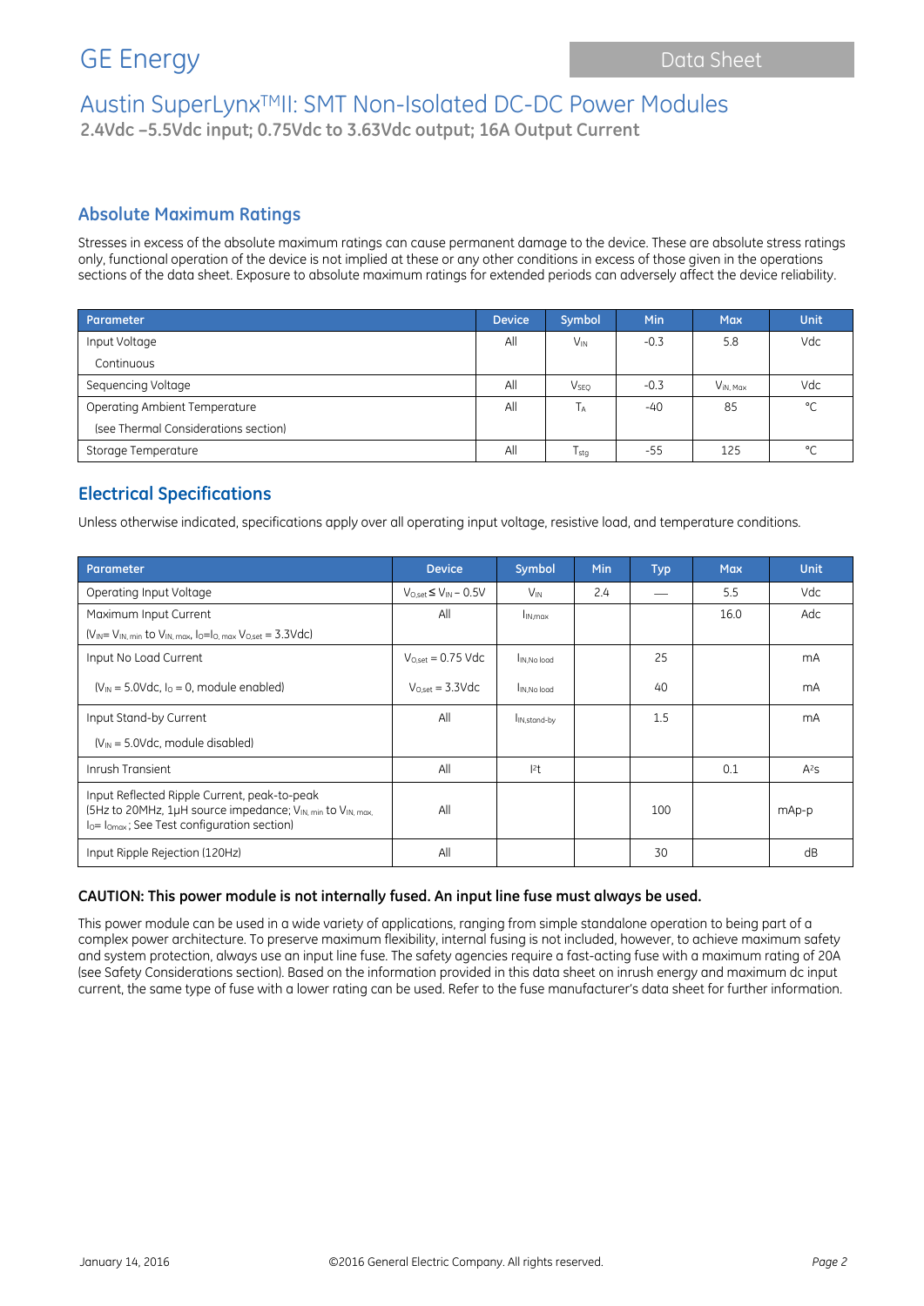## Absolute Maximum Ratings

Stresses in excess of the absolute maximum ratings can cause permanent damage to the device. These are absolute stress ratings only, functional operation of the device is not implied at these or any other conditions in excess of those given in the operations sections of the data sheet. Exposure to absolute maximum ratings for extended periods can adversely affect the device reliability.

| Parameter | Device | Symbol | Min | Max | Unit |
|---|---|---|---|---|---|
| Input Voltage<br>Continuous | All | $V_{IN}$ | -0.3 | 5.8 | Vdc |
| Sequencing Voltage | All | $V_{SEQ}$ | -0.3 | $V_{IN, Max}$ | Vdc |
| Operating Ambient Temperature<br>(see Thermal Considerations section) | All | $T_A$ | -40 | 85 | °C |
| Storage Temperature | All | $T_{stg}$ | -55 | 125 | °C |

## Electrical Specifications

Unless otherwise indicated, specifications apply over all operating input voltage, resistive load, and temperature conditions.

| Parameter | Device | Symbol | Min | Typ | Max | Unit |
|---|---|---|---|---|---|---|
| Operating Input Voltage | $V_{O,set} \leq V_{IN} - 0.5V$ | $V_{IN}$ | 2.4 | — | 5.5 | Vdc |
| Maximum Input Current<br>($V_{IN}$= $V_{IN, min}$ to $V_{IN, max}$, $I_O$=$I_{O, max}$ $V_{O,set}$ = 3.3Vdc) | All | $I_{IN,max}$ | | | 16.0 | Adc |
| Input No Load Current<br>($V_{IN}$ = 5.0Vdc, $I_O$ = 0, module enabled) | $V_{O,set}$ = 0.75 Vdc | $I_{IN,No\ load}$ | | 25 | | mA |
| | $V_{O,set}$ = 3.3Vdc | $I_{IN,No\ load}$ | | 40 | | mA |
| Input Stand-by Current<br>($V_{IN}$ = 5.0Vdc, module disabled) | All | $I_{IN,stand-by}$ | | 1.5 | | mA |
| Inrush Transient | All | $I^2t$ | | | 0.1 | $A^2s$ |
| Input Reflected Ripple Current, peak-to-peak<br>(5Hz to 20MHz, 1μH source impedance; $V_{IN, min}$ to $V_{IN, max}$, $I_O$= $I_{Omax}$ ; See Test configuration section) | All | | | 100 | | mAp-p |
| Input Ripple Rejection (120Hz) | All | | | 30 | | dB |

**CAUTION: This power module is not internally fused. An input line fuse must always be used.**

This power module can be used in a wide variety of applications, ranging from simple standalone operation to being part of a complex power architecture. To preserve maximum flexibility, internal fusing is not included, however, to achieve maximum safety and system protection, always use an input line fuse. The safety agencies require a fast-acting fuse with a maximum rating of 20A (see Safety Considerations section). Based on the information provided in this data sheet on inrush energy and maximum dc input current, the same type of fuse with a lower rating can be used. Refer to the fuse manufacturer's data sheet for further information.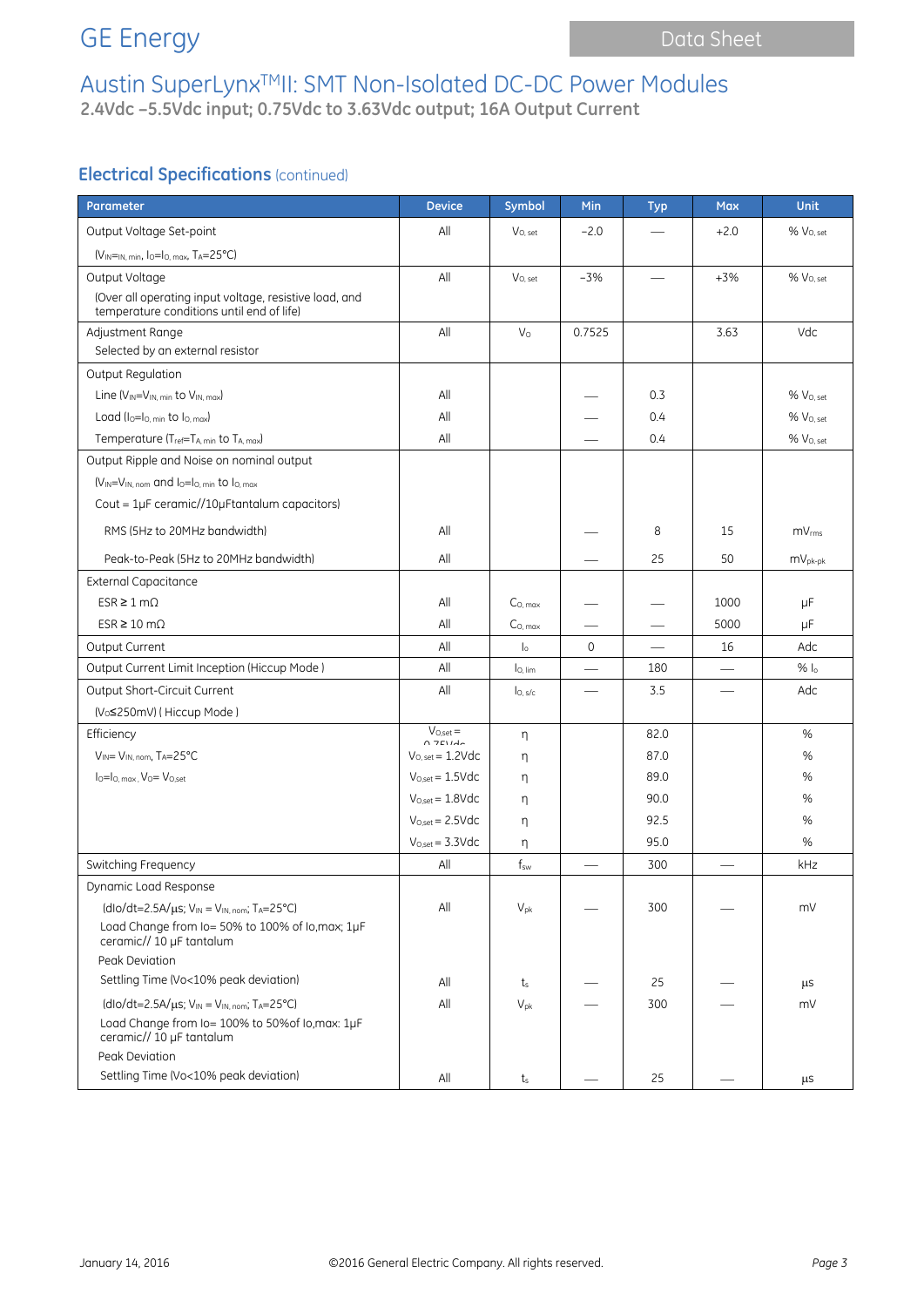GE Energy — Data Sheet

# Austin SuperLynx[TM]II: SMT Non-Isolated DC-DC Power Modules

**2.4Vdc –5.5Vdc input; 0.75Vdc to 3.63Vdc output; 16A Output Current**

## Electrical Specifications (continued)

| Parameter | Device | Symbol | Min | Typ | Max | Unit |
|---|---|---|---|---|---|---|
| Output Voltage Set-point ($V_{IN}=_{IN,\ min}$, $I_O=I_{O,\ max}$, $T_A=25°C$) | All | $V_{O,\ set}$ | −2.0 | — | +2.0 | % $V_{O,\ set}$ |
| Output Voltage (Over all operating input voltage, resistive load, and temperature conditions until end of life) | All | $V_{O,\ set}$ | −3% | — | +3% | % $V_{O,\ set}$ |
| Adjustment Range Selected by an external resistor | All | $V_O$ | 0.7525 | | 3.63 | Vdc |
| Output Regulation | | | | | | |
| Line ($V_{IN}=V_{IN,\ min}$ to $V_{IN,\ max}$) | All | | | — | 0.3 | % $V_{O,\ set}$ |
| Load ($I_O=I_{O,\ min}$ to $I_{O,\ max}$) | All | | | — | 0.4 | % $V_{O,\ set}$ |
| Temperature ($T_{ref}=T_{A,\ min}$ to $T_{A,\ max}$) | All | | | — | 0.4 | % $V_{O,\ set}$ |
| Output Ripple and Noise on nominal output ($V_{IN}=V_{IN,\ nom}$ and $I_O=I_{O,\ min}$ to $I_{O,\ max}$; Cout = 1µF ceramic//10µFtantalum capacitors) | | | | | | |
| RMS (5Hz to 20MHz bandwidth) | All | | | — | 8 | 15 | $mV_{rms}$ |
| Peak-to-Peak (5Hz to 20MHz bandwidth) | All | | | — | 25 | 50 | $mV_{pk-pk}$ |
| External Capacitance | | | | | | |
| ESR ≥ 1 mΩ | All | $C_{O,\ max}$ | — | — | 1000 | μF |
| ESR ≥ 10 mΩ | All | $C_{O,\ max}$ | — | — | 5000 | μF |
| Output Current | All | $I_o$ | 0 | — | 16 | Adc |
| Output Current Limit Inception (Hiccup Mode ) | All | $I_{O,\ lim}$ | — | 180 | — | % $I_o$ |
| Output Short-Circuit Current ($V_O$≤250mV) ( Hiccup Mode ) | All | $I_{O,\ s/c}$ | — | 3.5 | — | Adc |
| Efficiency ($V_{IN}=V_{IN,\ nom}$, $T_A=25°C$; $I_O=I_{O,\ max}$, $V_O=V_{O,set}$) | $V_{O,set}$ = 0.75Vdc | η | | 82.0 | | % |
| | $V_{O,\ set}$ = 1.2Vdc | η | | 87.0 | | % |
| | $V_{O,set}$ = 1.5Vdc | η | | 89.0 | | % |
| | $V_{O,set}$ = 1.8Vdc | η | | 90.0 | | % |
| | $V_{O,set}$ = 2.5Vdc | η | | 92.5 | | % |
| | $V_{O,set}$ = 3.3Vdc | η | | 95.0 | | % |
| Switching Frequency | All | $f_{sw}$ | — | 300 | — | kHz |
| Dynamic Load Response | | | | | | |
| (dIo/dt=2.5A/µs; $V_{IN}=V_{IN,\ nom}$; $T_A=25°C$) Load Change from Io= 50% to 100% of Io,max; 1µF ceramic// 10 µF tantalum Peak Deviation | All | $V_{pk}$ | — | 300 | — | mV |
| Settling Time (Vo<10% peak deviation) | All | $t_s$ | — | 25 | — | µs |
| (dIo/dt=2.5A/µs; $V_{IN}=V_{IN,\ nom}$; $T_A=25°C$) Load Change from Io= 100% to 50%of Io,max: 1µF ceramic// 10 µF tantalum Peak Deviation | All | $V_{pk}$ | — | 300 | — | mV |
| Settling Time (Vo<10% peak deviation) | All | $t_s$ | — | 25 | — | µs |

January 14, 2016 ©2016 General Electric Company. All rights reserved.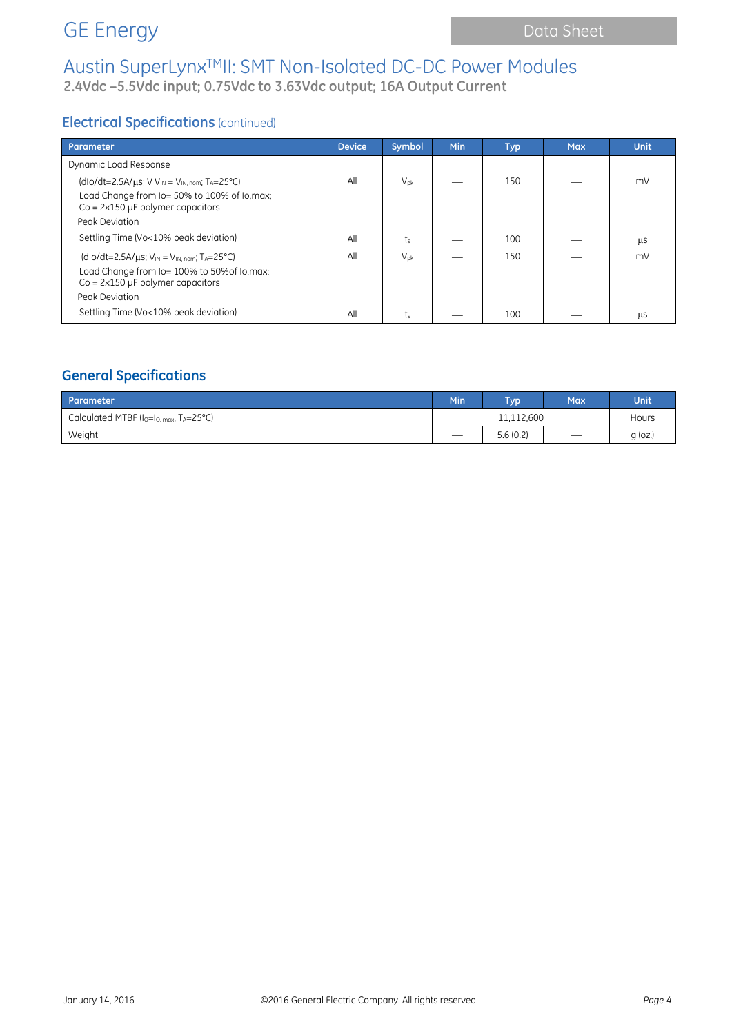## Electrical Specifications (continued)

| Parameter | Device | Symbol | Min | Typ | Max | Unit |
|---|---|---|---|---|---|---|
| Dynamic Load Response | | | | | | |
| (dIo/dt=2.5A/µs; V $V_{IN}$ = $V_{IN, nom}$; $T_A$=25°C) Load Change from Io= 50% to 100% of Io,max; Co = 2x150 µF polymer capacitors Peak Deviation | All | $V_{pk}$ | — | 150 | — | mV |
| Settling Time (Vo<10% peak deviation) | All | $t_s$ | — | 100 | — | µs |
| (dIo/dt=2.5A/µs; $V_{IN}$ = $V_{IN, nom}$; $T_A$=25°C) Load Change from Io= 100% to 50%of Io,max: Co = 2x150 µF polymer capacitors Peak Deviation | All | $V_{pk}$ | — | 150 | — | mV |
| Settling Time (Vo<10% peak deviation) | All | $t_s$ | — | 100 | — | µs |

## General Specifications

| Parameter | Min | Typ | Max | Unit |
|---|---|---|---|---|
| Calculated MTBF ($I_O$=$I_{O, max}$, $T_A$=25°C) | | 11,112,600 | | Hours |
| Weight | — | 5.6 (0.2) | — | g (oz.) |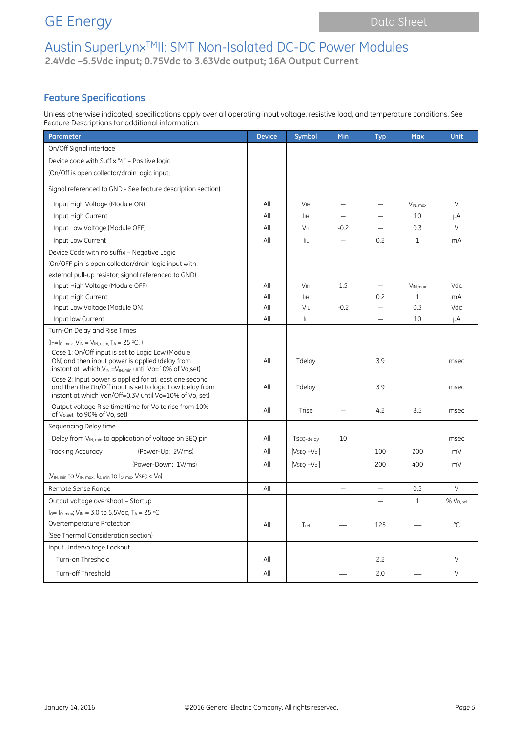# Austin SuperLynx™II: SMT Non-Isolated DC-DC Power Modules

**2.4Vdc –5.5Vdc input; 0.75Vdc to 3.63Vdc output; 16A Output Current**

## Feature Specifications

Unless otherwise indicated, specifications apply over all operating input voltage, resistive load, and temperature conditions. See Feature Descriptions for additional information.

| Parameter | Device | Symbol | Min | Typ | Max | Unit |
|---|---|---|---|---|---|---|
| On/Off Signal interface | | | | | | |
| Device code with Suffix "4" – Positive logic | | | | | | |
| (On/Off is open collector/drain logic input; | | | | | | |
| Signal referenced to GND - See feature description section) | | | | | | |
| Input High Voltage (Module ON) | All | $V_{IH}$ | — | — | $V_{IN,\,max}$ | V |
| Input High Current | All | $I_{IH}$ | — | — | 10 | μA |
| Input Low Voltage (Module OFF) | All | $V_{IL}$ | -0.2 | — | 0.3 | V |
| Input Low Current | All | $I_{IL}$ | — | 0.2 | 1 | mA |
| Device Code with no suffix – Negative Logic | | | | | | |
| (On/OFF pin is open collector/drain logic input with | | | | | | |
| external pull-up resistor; signal referenced to GND) | | | | | | |
| Input High Voltage (Module OFF) | All | $V_{IH}$ | 1.5 | — | $V_{IN,max}$ | Vdc |
| Input High Current | All | $I_{IH}$ | | 0.2 | 1 | mA |
| Input Low Voltage (Module ON) | All | $V_{IL}$ | -0.2 | — | 0.3 | Vdc |
| Input low Current | All | $I_{IL}$ | | — | 10 | μA |
| Turn-On Delay and Rise Times | | | | | | |
| ($I_O$=$I_{O,\,max}$ , $V_{IN}$ = $V_{IN,\,nom}$, $T_A$ = 25 °C, ) | | | | | | |
| Case 1: On/Off input is set to Logic Low (Module ON) and then input power is applied (delay from instant at which $V_{IN}$ =$V_{IN,\,min}$ until Vo=10% of Vo,set) | All | Tdelay | | 3.9 | | msec |
| Case 2: Input power is applied for at least one second and then the On/Off input is set to logic Low (delay from instant at which Von/Off=0.3V until Vo=10% of Vo, set) | All | Tdelay | | 3.9 | | msec |
| Output voltage Rise time (time for Vo to rise from 10% of $V_{o,set}$ to 90% of Vo, set) | All | Trise | — | 4.2 | 8.5 | msec |
| Sequencing Delay time | | | | | | |
| Delay from $V_{IN,\,min}$ to application of voltage on SEQ pin | All | $T_{SEQ\text{-}delay}$ | 10 | | | msec |
| Tracking Accuracy (Power-Up: 2V/ms) | All | $\|V_{SEQ} - V_O\|$ | | 100 | 200 | mV |
| (Power-Down: 1V/ms) | All | $\|V_{SEQ} - V_O\|$ | | 200 | 400 | mV |
| ($V_{IN,\,min}$ to $V_{IN,\,max}$; $I_{O,\,min}$ to $I_{O,\,max}$ $V_{SEQ}$ < $V_O$) | | | | | | |
| Remote Sense Range | All | | — | — | 0.5 | V |
| Output voltage overshoot – Startup | | | | — | 1 | % $V_{O,\,set}$ |
| $I_O$= $I_{O,\,max}$; $V_{IN}$ = 3.0 to 5.5Vdc, $T_A$ = 25 °C | | | | | | |
| Overtemperature Protection | All | $T_{ref}$ | — | 125 | — | °C |
| (See Thermal Consideration section) | | | | | | |
| Input Undervoltage Lockout | | | | | | |
| Turn-on Threshold | All | | — | 2.2 | — | V |
| Turn-off Threshold | All | | — | 2.0 | — | V |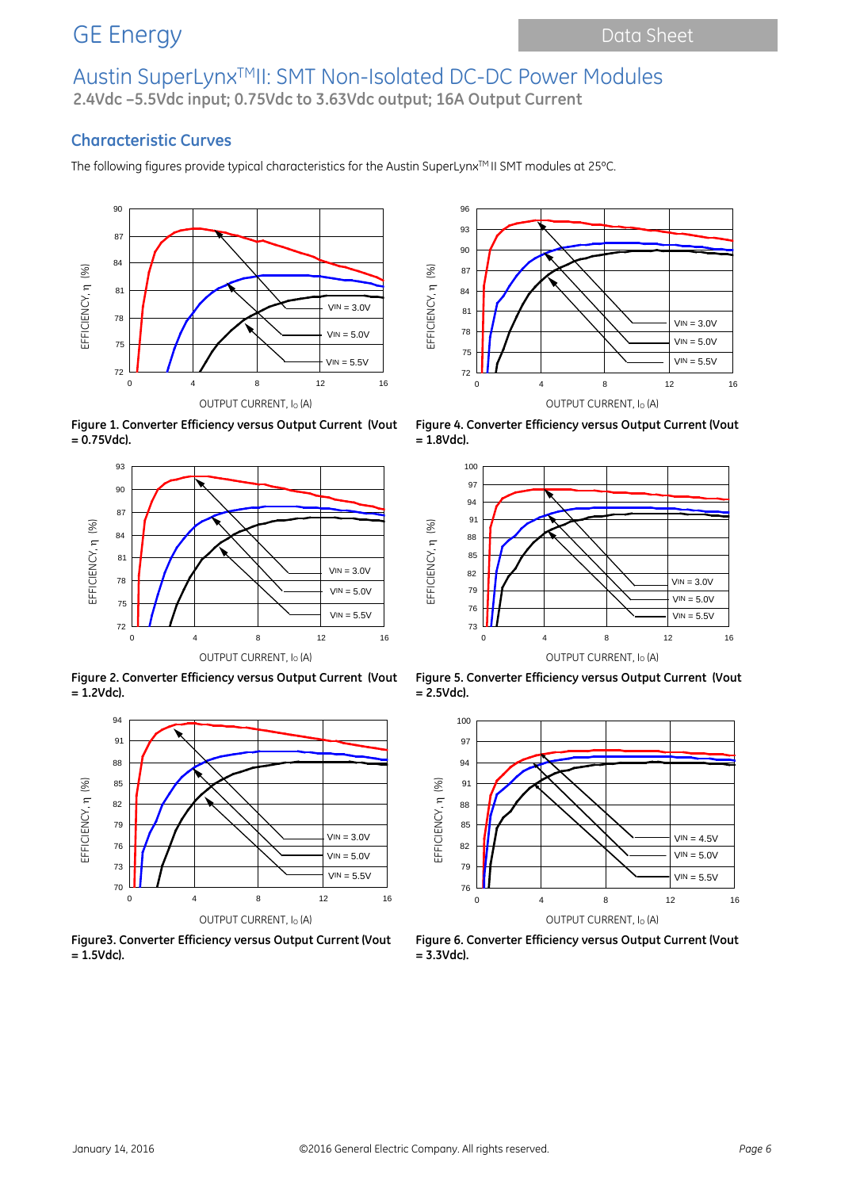## Characteristic Curves

The following figures provide typical characteristics for the Austin SuperLynx™ II SMT modules at 25°C.

**Figure 1. Converter Efficiency versus Output Current (Vout = 0.75Vdc).**

**Figure 4. Converter Efficiency versus Output Current (Vout = 1.8Vdc).**

**Figure 2. Converter Efficiency versus Output Current (Vout = 1.2Vdc).**

**Figure 5. Converter Efficiency versus Output Current (Vout = 2.5Vdc).**

**Figure3. Converter Efficiency versus Output Current (Vout = 1.5Vdc).**

**Figure 6. Converter Efficiency versus Output Current (Vout = 3.3Vdc).**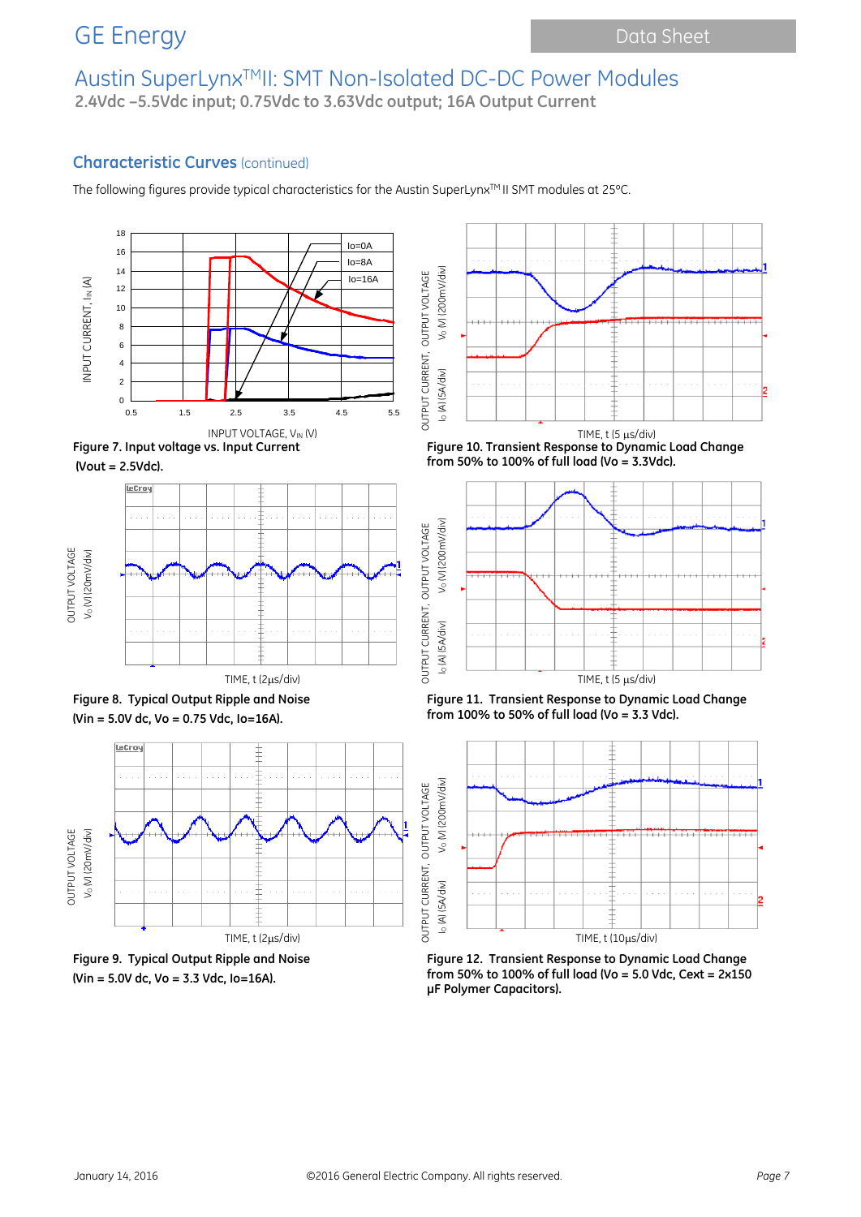## Characteristic Curves (continued)

The following figures provide typical characteristics for the Austin SuperLynx[TM] II SMT modules at 25°C.

Figure 7. Input voltage vs. Input Current (Vout = 2.5Vdc).

Figure 8. Typical Output Ripple and Noise (Vin = 5.0V dc, Vo = 0.75 Vdc, Io=16A).

Figure 9. Typical Output Ripple and Noise (Vin = 5.0V dc, Vo = 3.3 Vdc, Io=16A).

Figure 10. Transient Response to Dynamic Load Change from 50% to 100% of full load (Vo = 3.3Vdc).

Figure 11. Transient Response to Dynamic Load Change from 100% to 50% of full load (Vo = 3.3 Vdc).

Figure 12. Transient Response to Dynamic Load Change from 50% to 100% of full load (Vo = 5.0 Vdc, Cext = 2x150 μF Polymer Capacitors).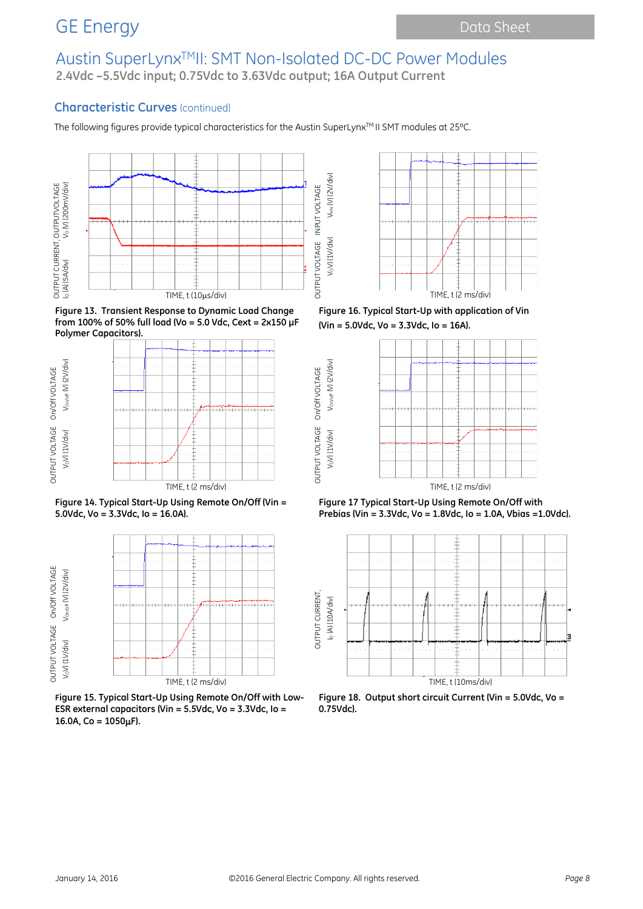# Austin SuperLynx™II: SMT Non-Isolated DC-DC Power Modules

**2.4Vdc –5.5Vdc input; 0.75Vdc to 3.63Vdc output; 16A Output Current**

## Characteristic Curves (continued)

The following figures provide typical characteristics for the Austin SuperLynx™ II SMT modules at 25°C.

**Figure 13. Transient Response to Dynamic Load Change from 100% of 50% full load (Vo = 5.0 Vdc, Cext = 2x150 μF Polymer Capacitors).**

**Figure 16. Typical Start-Up with application of Vin (Vin = 5.0Vdc, Vo = 3.3Vdc, Io = 16A).**

**Figure 14. Typical Start-Up Using Remote On/Off (Vin = 5.0Vdc, Vo = 3.3Vdc, Io = 16.0A).**

**Figure 17 Typical Start-Up Using Remote On/Off with Prebias (Vin = 3.3Vdc, Vo = 1.8Vdc, Io = 1.0A, Vbias =1.0Vdc).**

**Figure 15. Typical Start-Up Using Remote On/Off with Low-ESR external capacitors (Vin = 5.5Vdc, Vo = 3.3Vdc, Io = 16.0A, Co = 1050μF).**

**Figure 18. Output short circuit Current (Vin = 5.0Vdc, Vo = 0.75Vdc).**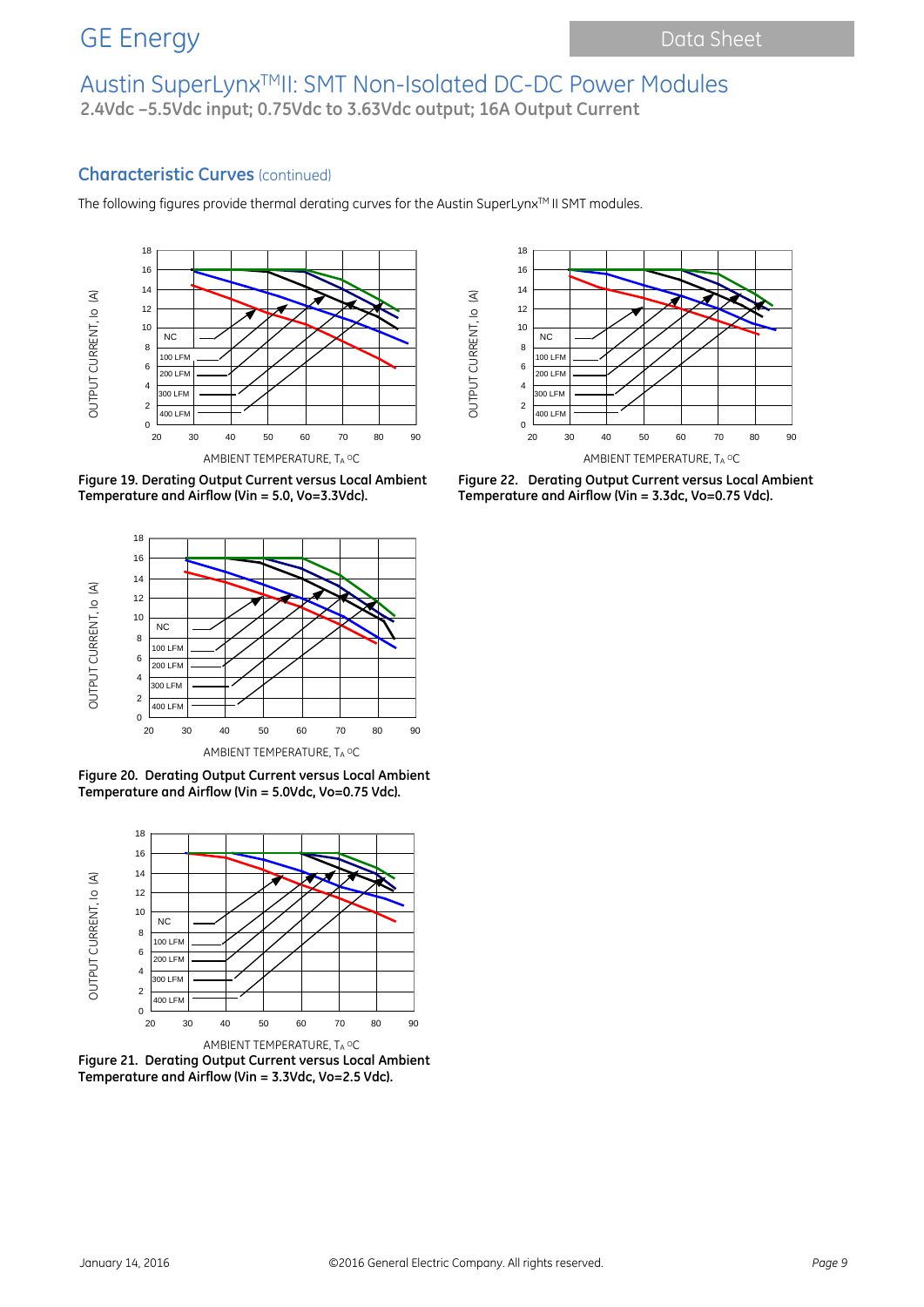## Characteristic Curves (continued)

The following figures provide thermal derating curves for the Austin SuperLynx™ II SMT modules.

**Figure 19. Derating Output Current versus Local Ambient Temperature and Airflow (Vin = 5.0, Vo=3.3Vdc).**

**Figure 22. Derating Output Current versus Local Ambient Temperature and Airflow (Vin = 3.3dc, Vo=0.75 Vdc).**

**Figure 20. Derating Output Current versus Local Ambient Temperature and Airflow (Vin = 5.0Vdc, Vo=0.75 Vdc).**

**Figure 21. Derating Output Current versus Local Ambient Temperature and Airflow (Vin = 3.3Vdc, Vo=2.5 Vdc).**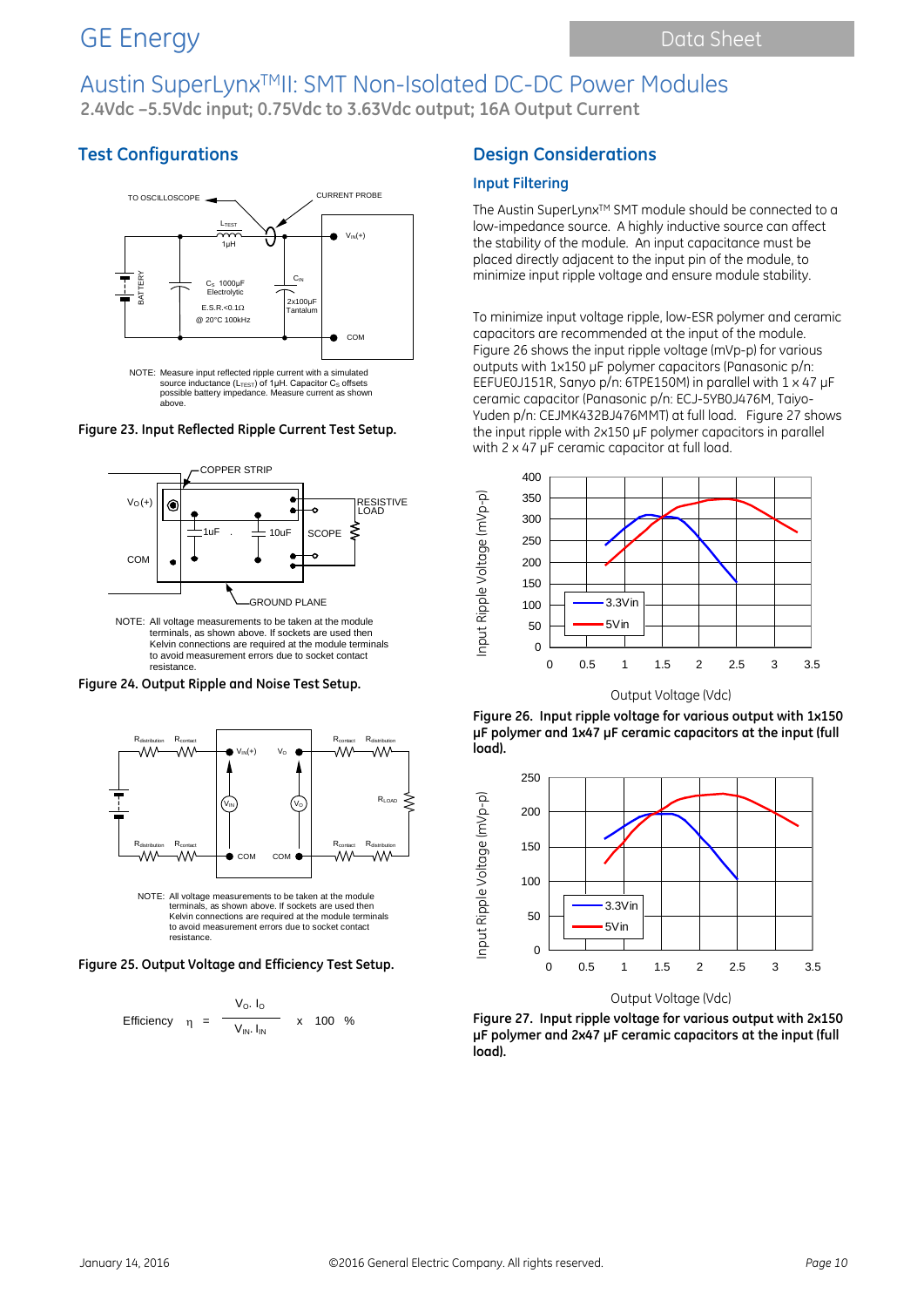## Test Configurations

NOTE: Measure input reflected ripple current with a simulated source inductance ($L_{TEST}$) of 1μH. Capacitor $C_S$ offsets possible battery impedance. Measure current as shown above.

**Figure 23. Input Reflected Ripple Current Test Setup.**

NOTE: All voltage measurements to be taken at the module terminals, as shown above. If sockets are used then Kelvin connections are required at the module terminals to avoid measurement errors due to socket contact resistance.

**Figure 24. Output Ripple and Noise Test Setup.**

NOTE: All voltage measurements to be taken at the module terminals, as shown above. If sockets are used then Kelvin connections are required at the module terminals to avoid measurement errors due to socket contact resistance.

**Figure 25. Output Voltage and Efficiency Test Setup.**

$$\text{Efficiency} \quad \eta = \frac{V_O \cdot I_O}{V_{IN} \cdot I_{IN}} \times 100 \quad \%$$

## Design Considerations

### Input Filtering

The Austin SuperLynx™ SMT module should be connected to a low-impedance source. A highly inductive source can affect the stability of the module. An input capacitance must be placed directly adjacent to the input pin of the module, to minimize input ripple voltage and ensure module stability.

To minimize input voltage ripple, low-ESR polymer and ceramic capacitors are recommended at the input of the module. Figure 26 shows the input ripple voltage (mVp-p) for various outputs with 1x150 μF polymer capacitors (Panasonic p/n: EEFUE0J151R, Sanyo p/n: 6TPE150M) in parallel with 1 x 47 μF ceramic capacitor (Panasonic p/n: ECJ-5YB0J476M, Taiyo-Yuden p/n: CEJMK432BJ476MMT) at full load. Figure 27 shows the input ripple with 2x150 μF polymer capacitors in parallel with 2 x 47 μF ceramic capacitor at full load.

**Figure 26. Input ripple voltage for various output with 1x150 μF polymer and 1x47 μF ceramic capacitors at the input (full load).**

**Figure 27. Input ripple voltage for various output with 2x150 μF polymer and 2x47 μF ceramic capacitors at the input (full load).**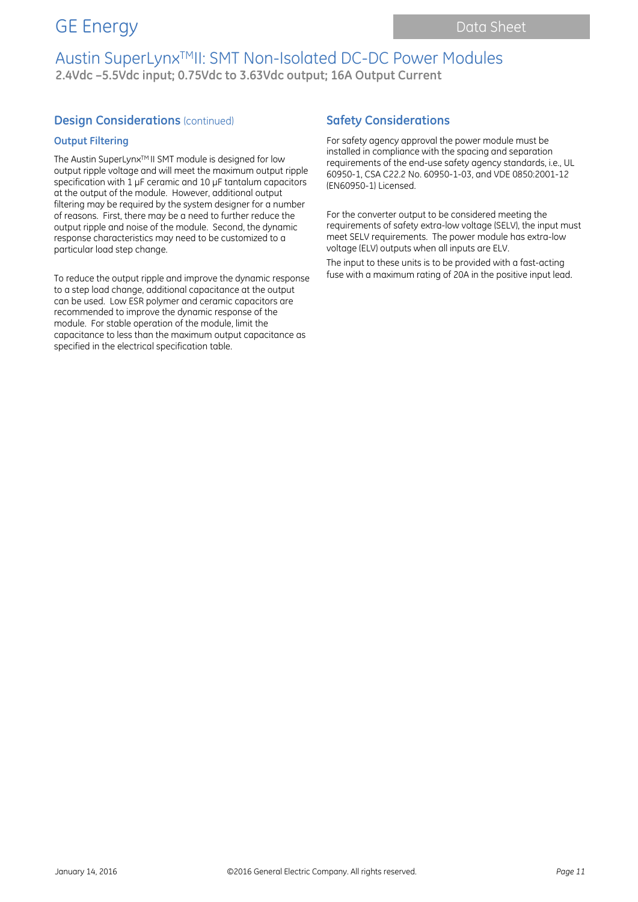## Design Considerations (continued)

### Output Filtering

The Austin SuperLynx™ II SMT module is designed for low output ripple voltage and will meet the maximum output ripple specification with 1 µF ceramic and 10 µF tantalum capacitors at the output of the module. However, additional output filtering may be required by the system designer for a number of reasons. First, there may be a need to further reduce the output ripple and noise of the module. Second, the dynamic response characteristics may need to be customized to a particular load step change.

To reduce the output ripple and improve the dynamic response to a step load change, additional capacitance at the output can be used. Low ESR polymer and ceramic capacitors are recommended to improve the dynamic response of the module. For stable operation of the module, limit the capacitance to less than the maximum output capacitance as specified in the electrical specification table.

## Safety Considerations

For safety agency approval the power module must be installed in compliance with the spacing and separation requirements of the end-use safety agency standards, i.e., UL 60950-1, CSA C22.2 No. 60950-1-03, and VDE 0850:2001-12 (EN60950-1) Licensed.

For the converter output to be considered meeting the requirements of safety extra-low voltage (SELV), the input must meet SELV requirements. The power module has extra-low voltage (ELV) outputs when all inputs are ELV.

The input to these units is to be provided with a fast-acting fuse with a maximum rating of 20A in the positive input lead.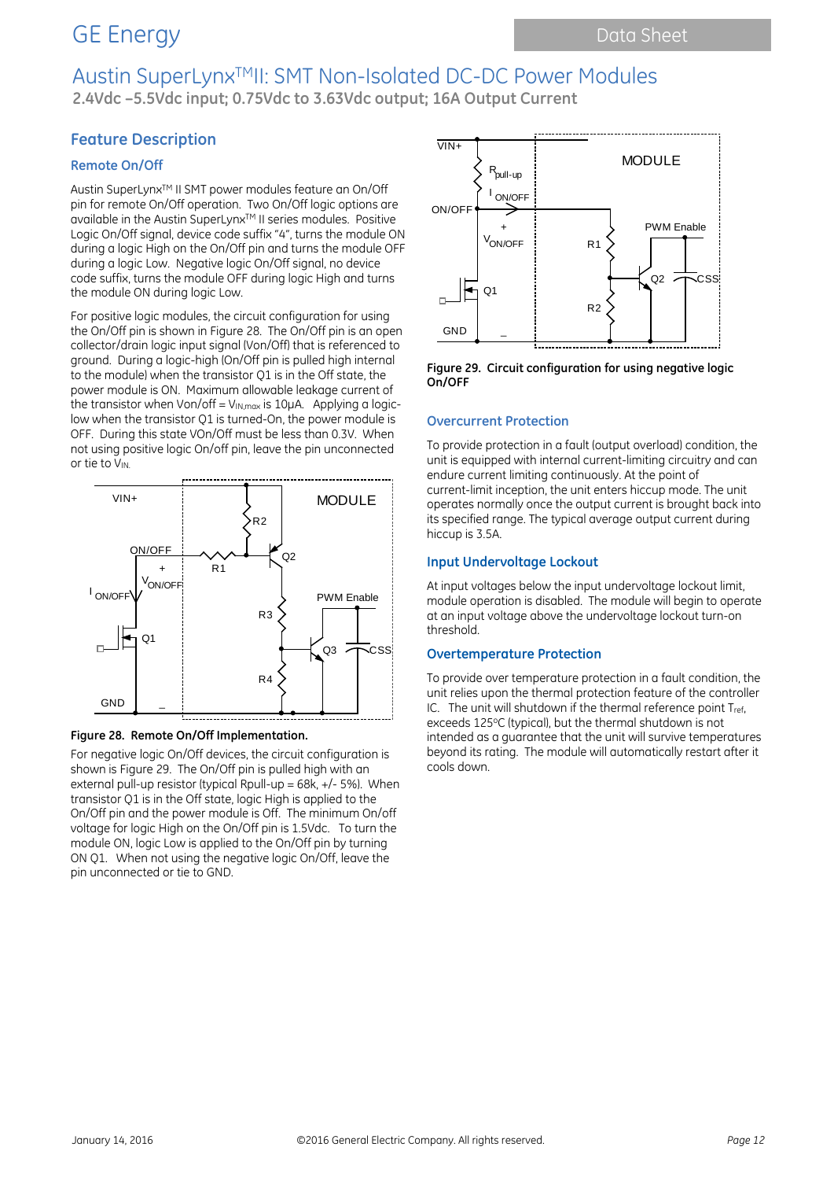# Austin SuperLynx™II: SMT Non-Isolated DC-DC Power Modules

**2.4Vdc –5.5Vdc input; 0.75Vdc to 3.63Vdc output; 16A Output Current**

## Feature Description

### Remote On/Off

Austin SuperLynx™ II SMT power modules feature an On/Off pin for remote On/Off operation. Two On/Off logic options are available in the Austin SuperLynx™ II series modules. Positive Logic On/Off signal, device code suffix "4", turns the module ON during a logic High on the On/Off pin and turns the module OFF during a logic Low. Negative logic On/Off signal, no device code suffix, turns the module OFF during logic High and turns the module ON during logic Low.

For positive logic modules, the circuit configuration for using the On/Off pin is shown in Figure 28. The On/Off pin is an open collector/drain logic input signal (Von/Off) that is referenced to ground. During a logic-high (On/Off pin is pulled high internal to the module) when the transistor Q1 is in the Off state, the power module is ON. Maximum allowable leakage current of the transistor when Von/off = $V_{IN,max}$ is 10μA. Applying a logic-low when the transistor Q1 is turned-On, the power module is OFF. During this state VOn/Off must be less than 0.3V. When not using positive logic On/off pin, leave the pin unconnected or tie to $V_{IN}$.

**Figure 28. Remote On/Off Implementation.**

For negative logic On/Off devices, the circuit configuration is shown is Figure 29. The On/Off pin is pulled high with an external pull-up resistor (typical Rpull-up = 68k, +/- 5%). When transistor Q1 is in the Off state, logic High is applied to the On/Off pin and the power module is Off. The minimum On/off voltage for logic High on the On/Off pin is 1.5Vdc. To turn the module ON, logic Low is applied to the On/Off pin by turning ON Q1. When not using the negative logic On/Off, leave the pin unconnected or tie to GND.

**Figure 29. Circuit configuration for using negative logic On/OFF**

### Overcurrent Protection

To provide protection in a fault (output overload) condition, the unit is equipped with internal current-limiting circuitry and can endure current limiting continuously. At the point of current-limit inception, the unit enters hiccup mode. The unit operates normally once the output current is brought back into its specified range. The typical average output current during hiccup is 3.5A.

### Input Undervoltage Lockout

At input voltages below the input undervoltage lockout limit, module operation is disabled. The module will begin to operate at an input voltage above the undervoltage lockout turn-on threshold.

### Overtemperature Protection

To provide over temperature protection in a fault condition, the unit relies upon the thermal protection feature of the controller IC. The unit will shutdown if the thermal reference point $T_{ref}$, exceeds 125°C (typical), but the thermal shutdown is not intended as a guarantee that the unit will survive temperatures beyond its rating. The module will automatically restart after it cools down.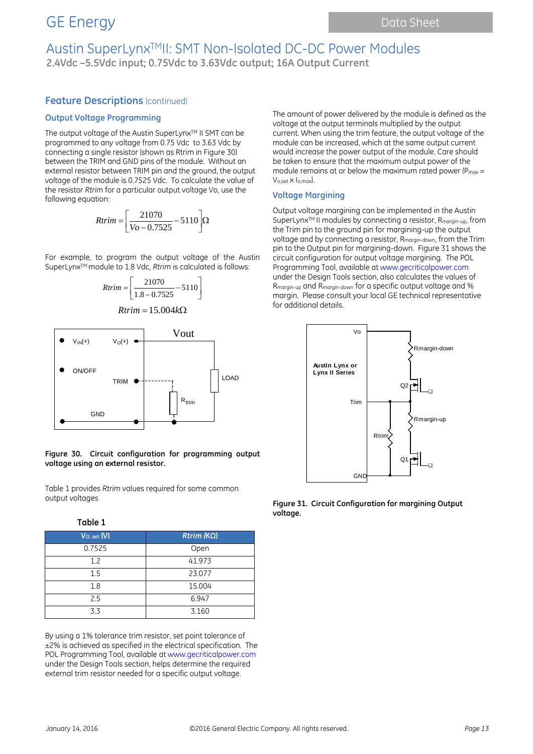## Feature Descriptions (continued)

### Output Voltage Programming

The output voltage of the Austin SuperLynx™ II SMT can be programmed to any voltage from 0.75 Vdc to 3.63 Vdc by connecting a single resistor (shown as Rtrim in Figure 30) between the TRIM and GND pins of the module. Without an external resistor between TRIM pin and the ground, the output voltage of the module is 0.7525 Vdc. To calculate the value of the resistor *Rtrim* for a particular output voltage Vo, use the following equation:

$$Rtrim = \left[\frac{21070}{Vo - 0.7525} - 5110\right]\Omega$$

For example, to program the output voltage of the Austin SuperLynx™ module to 1.8 Vdc, *Rtrim* is calculated is follows:

$$Rtrim = \left[\frac{21070}{1.8 - 0.7525} - 5110\right]$$

$$Rtrim = 15.004k\Omega$$

**Figure 30. Circuit configuration for programming output voltage using an external resistor.**

Table 1 provides *Rtrim* values required for some common output voltages

**Table 1**

| $V_{O,\,set}$ (V) | *Rtrim* (KΩ) |
|---|---|
| 0.7525 | Open |
| 1.2 | 41.973 |
| 1.5 | 23.077 |
| 1.8 | 15.004 |
| 2.5 | 6.947 |
| 3.3 | 3.160 |

By using a 1% tolerance trim resistor, set point tolerance of ±2% is achieved as specified in the electrical specification. The POL Programming Tool, available at www.gecriticalpower.com under the Design Tools section, helps determine the required external trim resistor needed for a specific output voltage.

The amount of power delivered by the module is defined as the voltage at the output terminals multiplied by the output current. When using the trim feature, the output voltage of the module can be increased, which at the same output current would increase the power output of the module. Care should be taken to ensure that the maximum output power of the module remains at or below the maximum rated power ($P_{max} = V_{o,set} \times I_{o,max}$).

### Voltage Margining

Output voltage margining can be implemented in the Austin SuperLynx™ II modules by connecting a resistor, $R_{margin\text{-}up}$, from the Trim pin to the ground pin for margining-up the output voltage and by connecting a resistor, $R_{margin\text{-}down}$, from the Trim pin to the Output pin for margining-down. Figure 31 shows the circuit configuration for output voltage margining. The POL Programming Tool, available at www.gecriticalpower.com under the Design Tools section, also calculates the values of $R_{margin\text{-}up}$ and $R_{margin\text{-}down}$ for a specific output voltage and % margin. Please consult your local GE technical representative for additional details.

**Figure 31. Circuit Configuration for margining Output voltage.**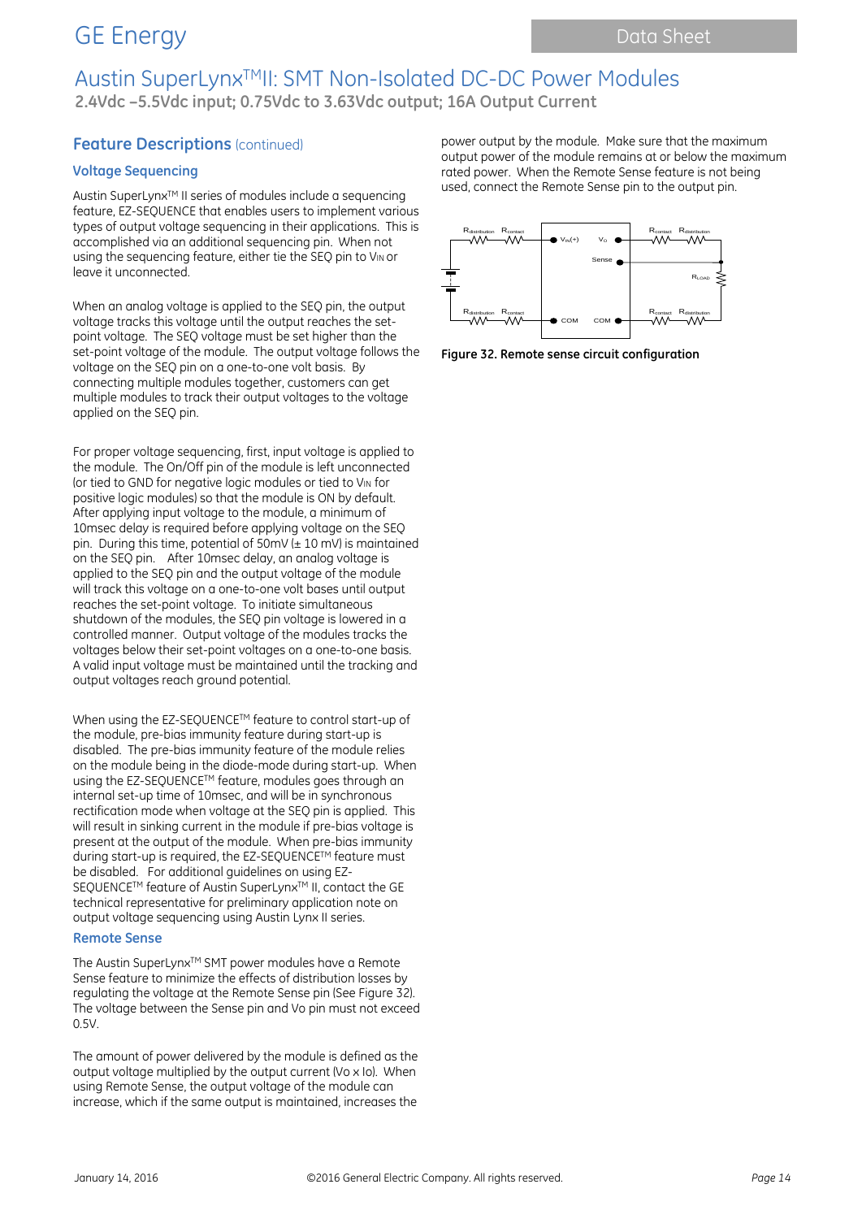## Feature Descriptions (continued)

### Voltage Sequencing

Austin SuperLynx™ II series of modules include a sequencing feature, EZ-SEQUENCE that enables users to implement various types of output voltage sequencing in their applications. This is accomplished via an additional sequencing pin. When not using the sequencing feature, either tie the SEQ pin to $V_{IN}$ or leave it unconnected.

When an analog voltage is applied to the SEQ pin, the output voltage tracks this voltage until the output reaches the set-point voltage. The SEQ voltage must be set higher than the set-point voltage of the module. The output voltage follows the voltage on the SEQ pin on a one-to-one volt basis. By connecting multiple modules together, customers can get multiple modules to track their output voltages to the voltage applied on the SEQ pin.

For proper voltage sequencing, first, input voltage is applied to the module. The On/Off pin of the module is left unconnected (or tied to GND for negative logic modules or tied to $V_{IN}$ for positive logic modules) so that the module is ON by default. After applying input voltage to the module, a minimum of 10msec delay is required before applying voltage on the SEQ pin. During this time, potential of 50mV (± 10 mV) is maintained on the SEQ pin. After 10msec delay, an analog voltage is applied to the SEQ pin and the output voltage of the module will track this voltage on a one-to-one volt bases until output reaches the set-point voltage. To initiate simultaneous shutdown of the modules, the SEQ pin voltage is lowered in a controlled manner. Output voltage of the modules tracks the voltages below their set-point voltages on a one-to-one basis. A valid input voltage must be maintained until the tracking and output voltages reach ground potential.

When using the EZ-SEQUENCE™ feature to control start-up of the module, pre-bias immunity feature during start-up is disabled. The pre-bias immunity feature of the module relies on the module being in the diode-mode during start-up. When using the EZ-SEQUENCE™ feature, modules goes through an internal set-up time of 10msec, and will be in synchronous rectification mode when voltage at the SEQ pin is applied. This will result in sinking current in the module if pre-bias voltage is present at the output of the module. When pre-bias immunity during start-up is required, the EZ-SEQUENCE™ feature must be disabled. For additional guidelines on using EZ-SEQUENCE™ feature of Austin SuperLynx™ II, contact the GE technical representative for preliminary application note on output voltage sequencing using Austin Lynx II series.

### Remote Sense

The Austin SuperLynx™ SMT power modules have a Remote Sense feature to minimize the effects of distribution losses by regulating the voltage at the Remote Sense pin (See Figure 32). The voltage between the Sense pin and Vo pin must not exceed 0.5V.

The amount of power delivered by the module is defined as the output voltage multiplied by the output current (Vo x Io). When using Remote Sense, the output voltage of the module can increase, which if the same output is maintained, increases the power output by the module. Make sure that the maximum output power of the module remains at or below the maximum rated power. When the Remote Sense feature is not being used, connect the Remote Sense pin to the output pin.

**Figure 32. Remote sense circuit configuration**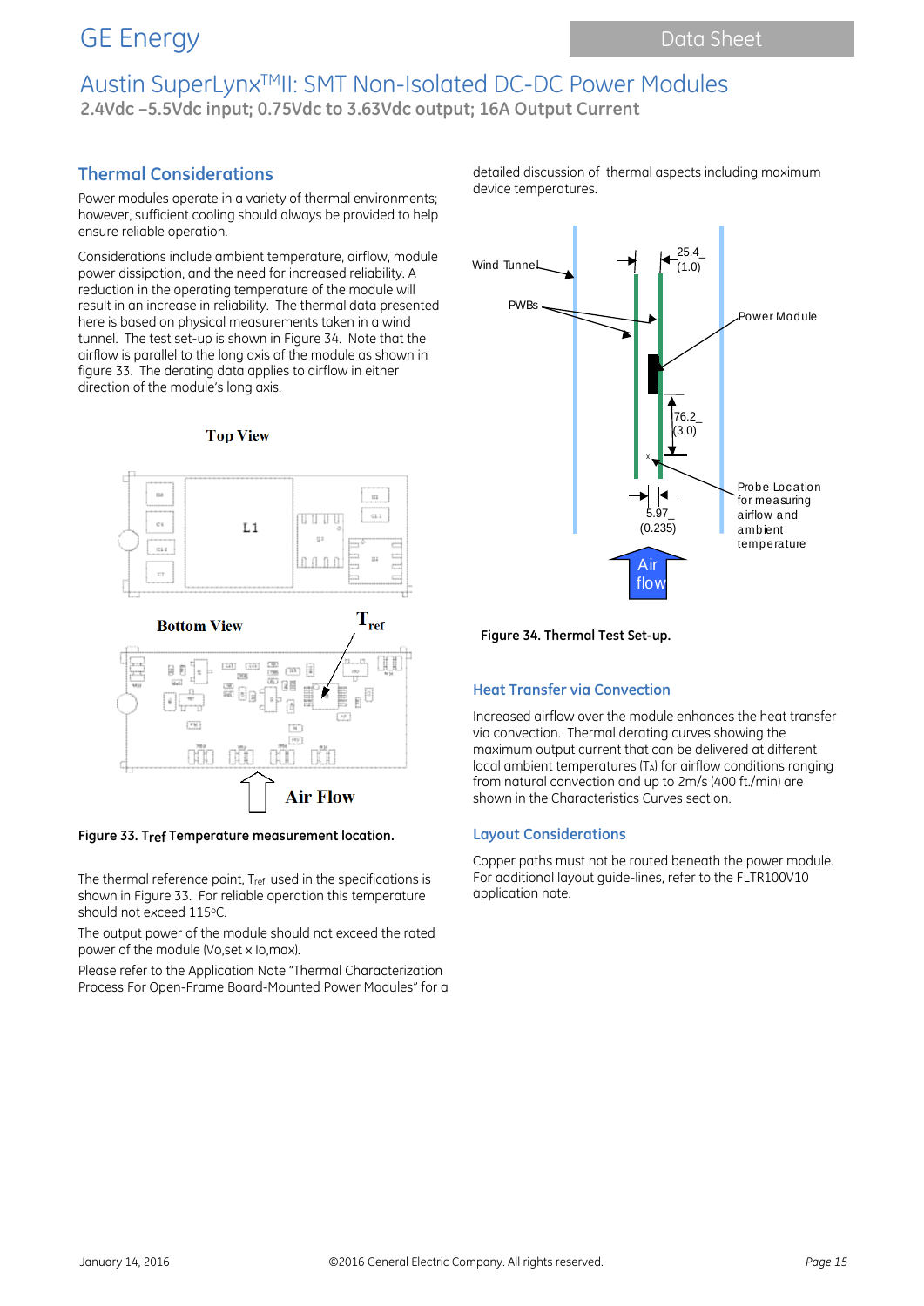## Thermal Considerations

Power modules operate in a variety of thermal environments; however, sufficient cooling should always be provided to help ensure reliable operation.

Considerations include ambient temperature, airflow, module power dissipation, and the need for increased reliability. A reduction in the operating temperature of the module will result in an increase in reliability. The thermal data presented here is based on physical measurements taken in a wind tunnel. The test set-up is shown in Figure 34. Note that the airflow is parallel to the long axis of the module as shown in figure 33. The derating data applies to airflow in either direction of the module's long axis.

**Figure 33. $T_{ref}$ Temperature measurement location.**

The thermal reference point, $T_{ref}$ used in the specifications is shown in Figure 33. For reliable operation this temperature should not exceed 115°C.

The output power of the module should not exceed the rated power of the module (Vo,set x Io,max).

Please refer to the Application Note "Thermal Characterization Process For Open-Frame Board-Mounted Power Modules" for a detailed discussion of thermal aspects including maximum device temperatures.

**Figure 34. Thermal Test Set-up.**

### Heat Transfer via Convection

Increased airflow over the module enhances the heat transfer via convection. Thermal derating curves showing the maximum output current that can be delivered at different local ambient temperatures ($T_A$) for airflow conditions ranging from natural convection and up to 2m/s (400 ft./min) are shown in the Characteristics Curves section.

### Layout Considerations

Copper paths must not be routed beneath the power module. For additional layout guide-lines, refer to the FLTR100V10 application note.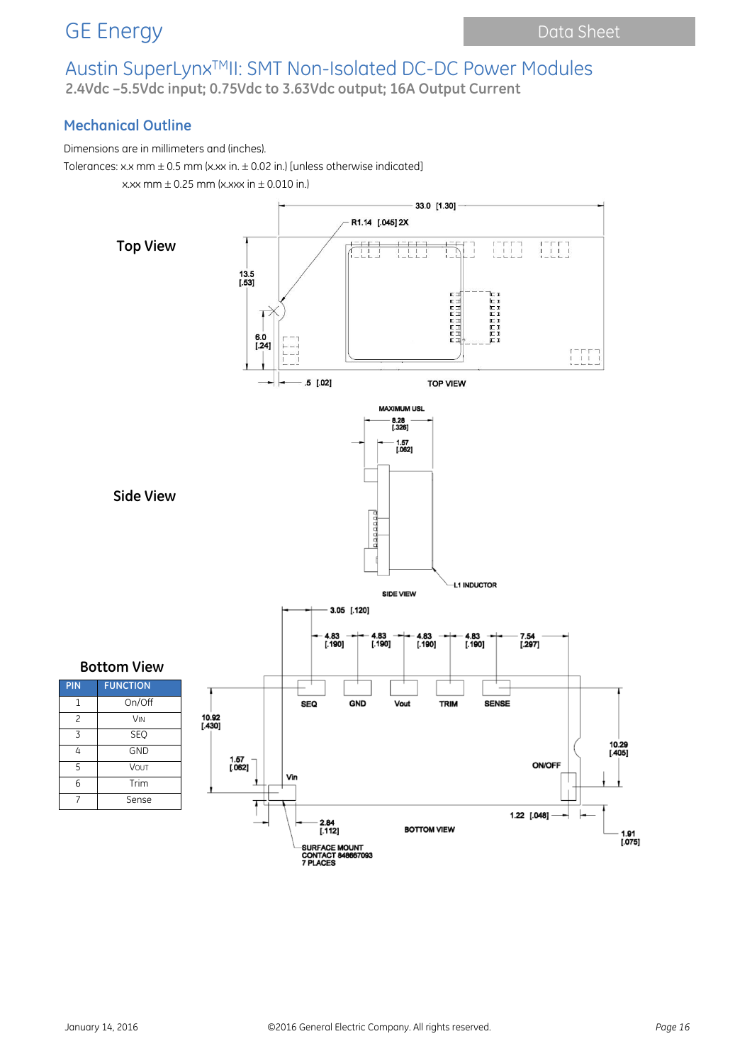# Austin SuperLynx^TM II: SMT Non-Isolated DC-DC Power Modules

**2.4Vdc –5.5Vdc input; 0.75Vdc to 3.63Vdc output; 16A Output Current**

## Mechanical Outline

Dimensions are in millimeters and (inches).

Tolerances: x.x mm ± 0.5 mm (x.xx in. ± 0.02 in.) [unless otherwise indicated]

x.xx mm ± 0.25 mm (x.xxx in ± 0.010 in.)

**Top View**

33.0 [1.30]

R1.14 [.045] 2X

13.5 [.53]

6.0 [.24]

.5 [.02]

TOP VIEW

**Side View**

MAXIMUM USL

8.28 [.326]

1.57 [.062]

L1 INDUCTOR

SIDE VIEW

**Bottom View**

3.05 [.120]

4.83 [.190] 4.83 [.190] 4.83 [.190] 4.83 [.190] 7.54 [.297]

SEQ GND Vout TRIM SENSE

10.92 [.430]

10.29 [.405]

ON/OFF

1.57 [.062]

Vin

1.22 [.048]

2.84 [.112]

BOTTOM VIEW

1.91 [.075]

SURFACE MOUNT CONTACT 848667093 7 PLACES

| PIN | FUNCTION |
|---|---|
| 1 | On/Off |
| 2 | VIN |
| 3 | SEQ |
| 4 | GND |
| 5 | VOUT |
| 6 | Trim |
| 7 | Sense |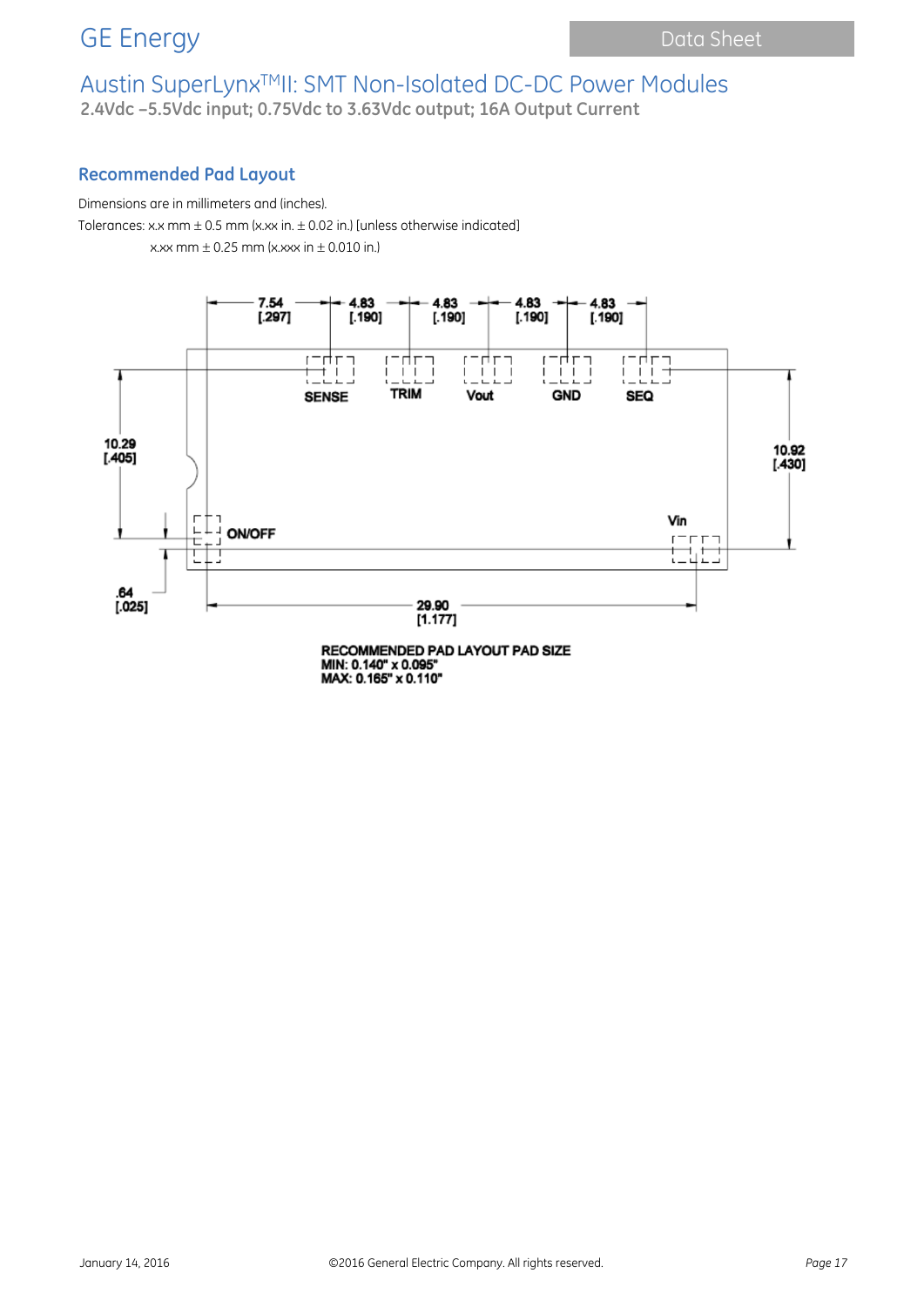## Recommended Pad Layout

Dimensions are in millimeters and (inches).

Tolerances: x.x mm ± 0.5 mm (x.xx in. ± 0.02 in.) [unless otherwise indicated]

x.xx mm ± 0.25 mm (x.xxx in ± 0.010 in.)

7.54 [.297] 4.83 [.190] 4.83 [.190] 4.83 [.190] 4.83 [.190]

SENSE TRIM Vout GND SEQ

10.29 [.405]

10.92 [.430]

ON/OFF

Vin

.64 [.025]

29.90 [1.177]

RECOMMENDED PAD LAYOUT PAD SIZE
MIN: 0.140" x 0.095"
MAX: 0.165" x 0.110"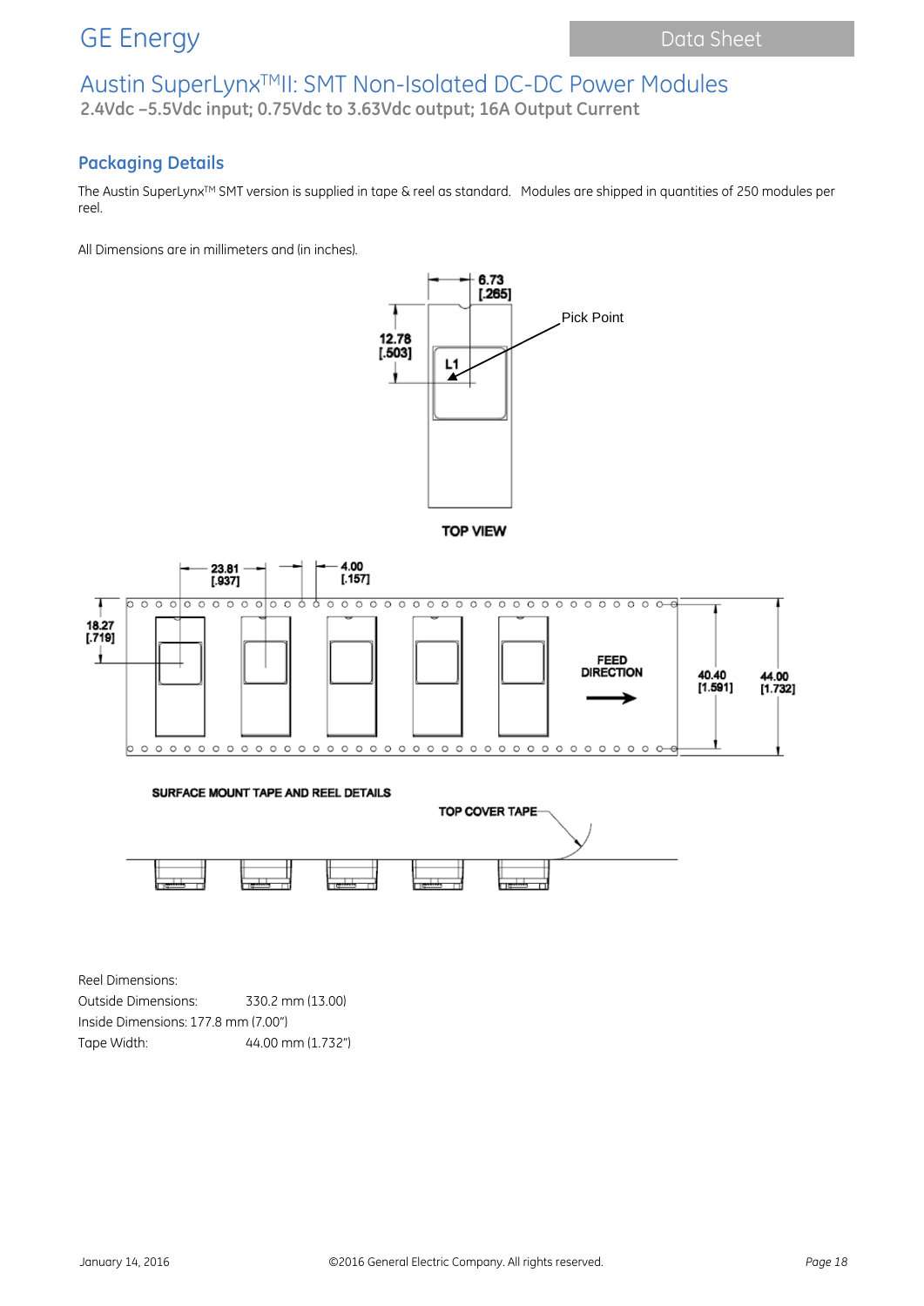## Packaging Details

The Austin SuperLynx™ SMT version is supplied in tape & reel as standard. Modules are shipped in quantities of 250 modules per reel.

All Dimensions are in millimeters and (in inches).

6.73 [.265]

12.78 [.503]

L1

Pick Point

TOP VIEW

23.81 [.937]

4.00 [.157]

18.27 [.719]

FEED DIRECTION

40.40 [1.591]

44.00 [1.732]

SURFACE MOUNT TAPE AND REEL DETAILS

TOP COVER TAPE

Reel Dimensions:

Outside Dimensions: 330.2 mm (13.00)

Inside Dimensions: 177.8 mm (7.00")

Tape Width: 44.00 mm (1.732")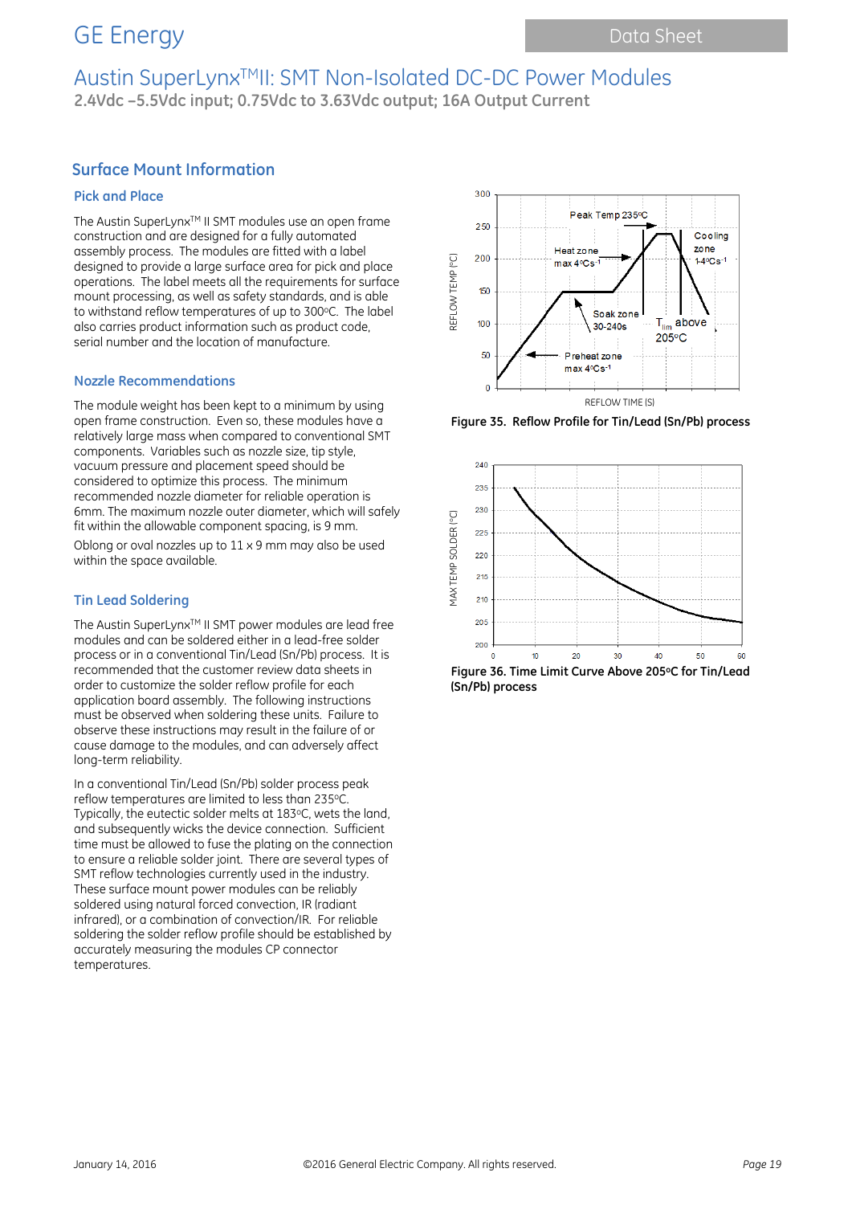# Austin SuperLynx™II: SMT Non-Isolated DC-DC Power Modules

**2.4Vdc –5.5Vdc input; 0.75Vdc to 3.63Vdc output; 16A Output Current**

## Surface Mount Information

### Pick and Place

The Austin SuperLynx™ II SMT modules use an open frame construction and are designed for a fully automated assembly process. The modules are fitted with a label designed to provide a large surface area for pick and place operations. The label meets all the requirements for surface mount processing, as well as safety standards, and is able to withstand reflow temperatures of up to 300°C. The label also carries product information such as product code, serial number and the location of manufacture.

### Nozzle Recommendations

The module weight has been kept to a minimum by using open frame construction. Even so, these modules have a relatively large mass when compared to conventional SMT components. Variables such as nozzle size, tip style, vacuum pressure and placement speed should be considered to optimize this process. The minimum recommended nozzle diameter for reliable operation is 6mm. The maximum nozzle outer diameter, which will safely fit within the allowable component spacing, is 9 mm.

Oblong or oval nozzles up to 11 x 9 mm may also be used within the space available.

### Tin Lead Soldering

The Austin SuperLynx™ II SMT power modules are lead free modules and can be soldered either in a lead-free solder process or in a conventional Tin/Lead (Sn/Pb) process. It is recommended that the customer review data sheets in order to customize the solder reflow profile for each application board assembly. The following instructions must be observed when soldering these units. Failure to observe these instructions may result in the failure of or cause damage to the modules, and can adversely affect long-term reliability.

In a conventional Tin/Lead (Sn/Pb) solder process peak reflow temperatures are limited to less than 235°C. Typically, the eutectic solder melts at 183°C, wets the land, and subsequently wicks the device connection. Sufficient time must be allowed to fuse the plating on the connection to ensure a reliable solder joint. There are several types of SMT reflow technologies currently used in the industry. These surface mount power modules can be reliably soldered using natural forced convection, IR (radiant infrared), or a combination of convection/IR. For reliable soldering the solder reflow profile should be established by accurately measuring the modules CP connector temperatures.

**Figure 35. Reflow Profile for Tin/Lead (Sn/Pb) process**

**Figure 36. Time Limit Curve Above 205°C for Tin/Lead (Sn/Pb) process**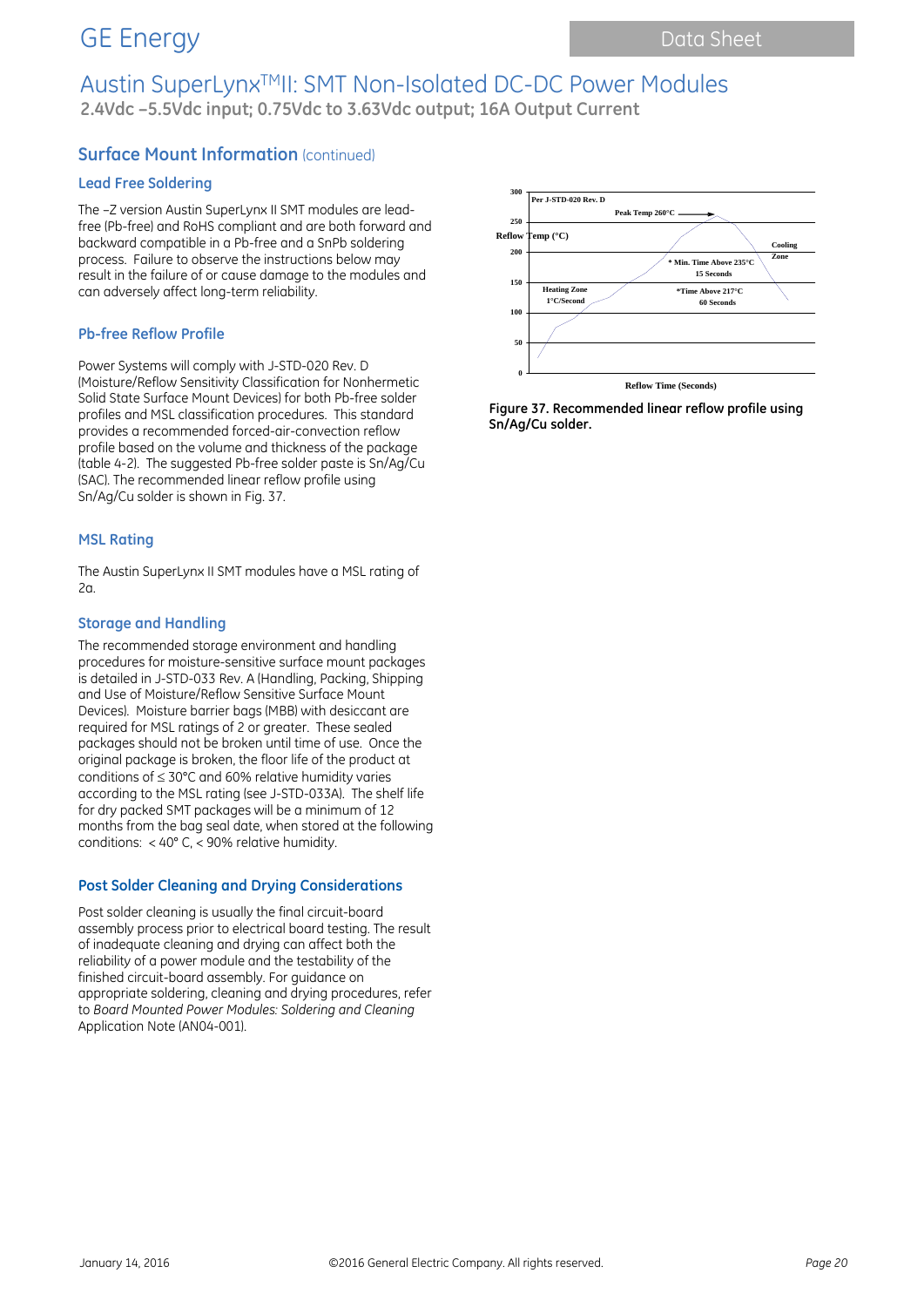## Surface Mount Information (continued)

### Lead Free Soldering

The –Z version Austin SuperLynx II SMT modules are lead-free (Pb-free) and RoHS compliant and are both forward and backward compatible in a Pb-free and a SnPb soldering process. Failure to observe the instructions below may result in the failure of or cause damage to the modules and can adversely affect long-term reliability.

### Pb-free Reflow Profile

Power Systems will comply with J-STD-020 Rev. D (Moisture/Reflow Sensitivity Classification for Nonhermetic Solid State Surface Mount Devices) for both Pb-free solder profiles and MSL classification procedures. This standard provides a recommended forced-air-convection reflow profile based on the volume and thickness of the package (table 4-2). The suggested Pb-free solder paste is Sn/Ag/Cu (SAC). The recommended linear reflow profile using Sn/Ag/Cu solder is shown in Fig. 37.

### MSL Rating

The Austin SuperLynx II SMT modules have a MSL rating of 2a.

### Storage and Handling

The recommended storage environment and handling procedures for moisture-sensitive surface mount packages is detailed in J-STD-033 Rev. A (Handling, Packing, Shipping and Use of Moisture/Reflow Sensitive Surface Mount Devices). Moisture barrier bags (MBB) with desiccant are required for MSL ratings of 2 or greater. These sealed packages should not be broken until time of use. Once the original package is broken, the floor life of the product at conditions of ≤ 30°C and 60% relative humidity varies according to the MSL rating (see J-STD-033A). The shelf life for dry packed SMT packages will be a minimum of 12 months from the bag seal date, when stored at the following conditions: < 40° C, < 90% relative humidity.

### Post Solder Cleaning and Drying Considerations

Post solder cleaning is usually the final circuit-board assembly process prior to electrical board testing. The result of inadequate cleaning and drying can affect both the reliability of a power module and the testability of the finished circuit-board assembly. For guidance on appropriate soldering, cleaning and drying procedures, refer to *Board Mounted Power Modules: Soldering and Cleaning* Application Note (AN04-001).

Per J-STD-020 Rev. D

Peak Temp 260°C

Reflow Temp (°C)

Cooling Zone

\* Min. Time Above 235°C 15 Seconds

Heating Zone 1°C/Second

\*Time Above 217°C 60 Seconds

Reflow Time (Seconds)

**Figure 37. Recommended linear reflow profile using Sn/Ag/Cu solder.**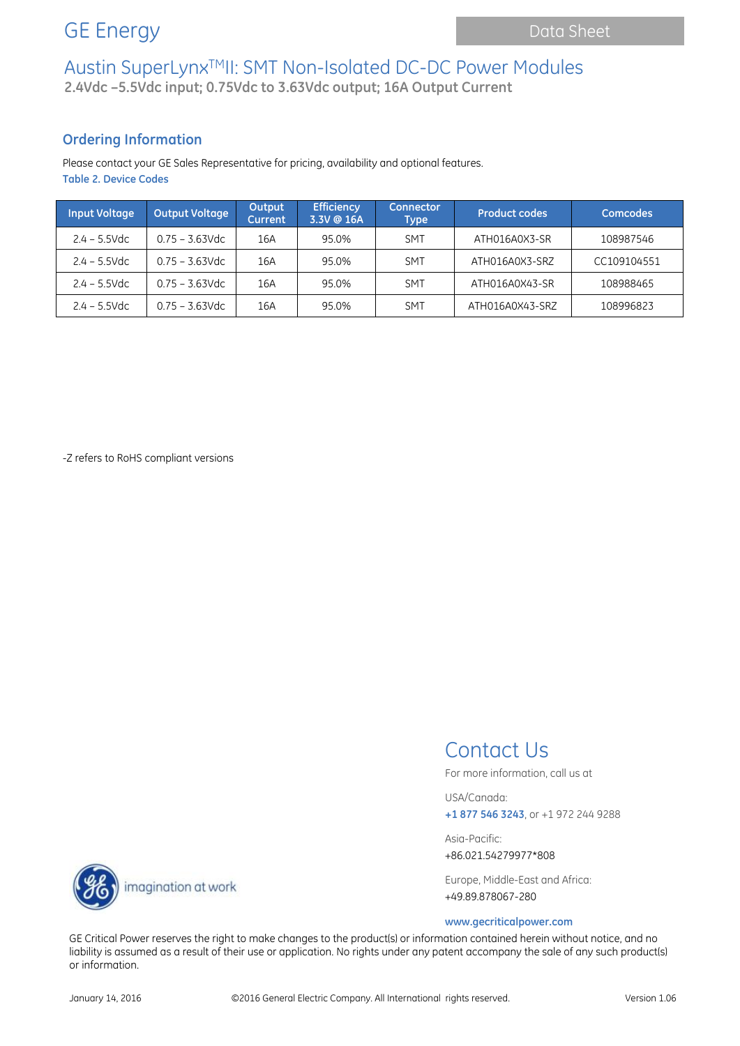## Ordering Information

Please contact your GE Sales Representative for pricing, availability and optional features.

Table 2. Device Codes

| Input Voltage | Output Voltage | Output Current | Efficiency 3.3V @ 16A | Connector Type | Product codes | Comcodes |
|---|---|---|---|---|---|---|
| 2.4 – 5.5Vdc | 0.75 – 3.63Vdc | 16A | 95.0% | SMT | ATH016A0X3-SR | 108987546 |
| 2.4 – 5.5Vdc | 0.75 – 3.63Vdc | 16A | 95.0% | SMT | ATH016A0X3-SRZ | CC109104551 |
| 2.4 – 5.5Vdc | 0.75 – 3.63Vdc | 16A | 95.0% | SMT | ATH016A0X43-SR | 108988465 |
| 2.4 – 5.5Vdc | 0.75 – 3.63Vdc | 16A | 95.0% | SMT | ATH016A0X43-SRZ | 108996823 |

-Z refers to RoHS compliant versions

## Contact Us

For more information, call us at

USA/Canada:
**+1 877 546 3243**, or +1 972 244 9288

Asia-Pacific:
+86.021.54279977*808

Europe, Middle-East and Africa:
+49.89.878067-280

imagination at work

**www.gecriticalpower.com**

GE Critical Power reserves the right to make changes to the product(s) or information contained herein without notice, and no liability is assumed as a result of their use or application. No rights under any patent accompany the sale of any such product(s) or information.

January 14, 2016 ©2016 General Electric Company. All International rights reserved. Version 1.06